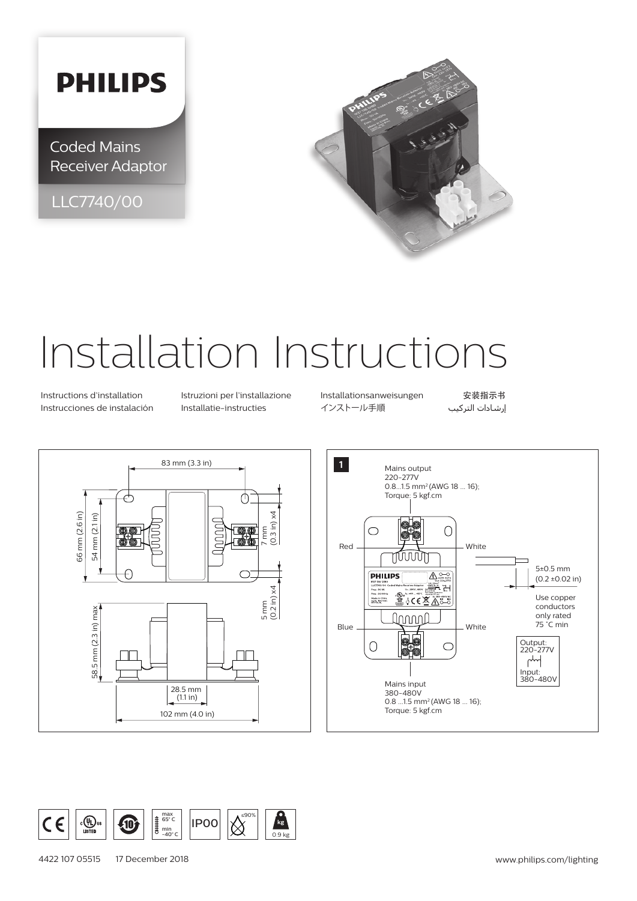**PHILIPS**

Coded Mains Receiver Adaptor

LLC7740/00

# Installation Instructions

Instructions d'installation
Instrucciones de instalación
Istruzioni per l'installazione
Installatie-instructies
Installationsanweisungen
インストール手順
安装指示书
إرشادات التركيب

83 mm (3.3 in)
66 mm (2.6 in)
54 mm (2.1 in)
7 mm (0.3 in) x4
5 mm (0.2 in) x4
58.5 mm (2.3 in) max
28.5 mm (1.1 in)
102 mm (4.0 in)

**1**

Mains output
220-277V
0.8...1.5 mm² (AWG 18 ... 16);
Torque: 5 kgf.cm

Red
White
Blue
White

5±0.5 mm
(0.2 ±0.02 in)

Use copper conductors only rated 75 °C min

Output: 220-277V
Input: 380-480V

Mains input
380-480V
0.8 ...1.5 mm² (AWG 18 ... 16);
Torque: 5 kgf.cm

max 65° C
min -40° C
IP00
≤90%
0.9 kg

4422 107 05515 17 December 2018

www.philips.com/lighting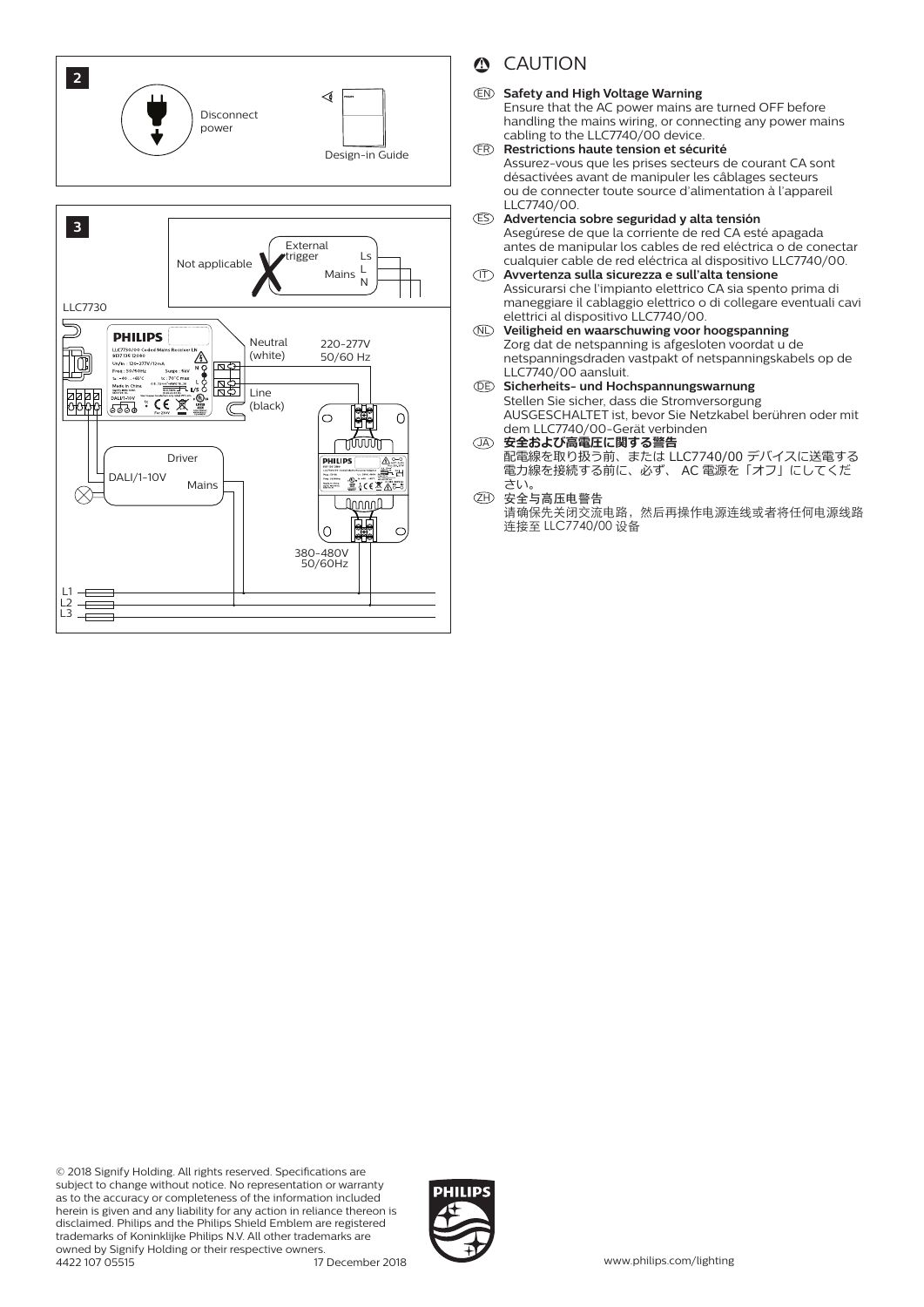**2**

Disconnect power

Design-in Guide

**3**

Not applicable

External trigger

Ls

Mains L N

LLC7730

Neutral (white)

220-277V 50/60 Hz

Line (black)

Driver

DALI/1-10V

Mains

380-480V 50/60Hz

L1
L2
L3

# CAUTION

**EN Safety and High Voltage Warning**
Ensure that the AC power mains are turned OFF before handling the mains wiring, or connecting any power mains cabling to the LLC7740/00 device.

**FR Restrictions haute tension et sécurité**
Assurez-vous que les prises secteurs de courant CA sont désactivées avant de manipuler les câblages secteurs ou de connecter toute source d'alimentation à l'appareil LLC7740/00.

**ES Advertencia sobre seguridad y alta tensión**
Asegúrese de que la corriente de red CA esté apagada antes de manipular los cables de red eléctrica o de conectar cualquier cable de red eléctrica al dispositivo LLC7740/00.

**IT Avvertenza sulla sicurezza e sull'alta tensione**
Assicurarsi che l'impianto elettrico CA sia spento prima di maneggiare il cablaggio elettrico o di collegare eventuali cavi elettrici al dispositivo LLC7740/00.

**NL Veiligheid en waarschuwing voor hoogspanning**
Zorg dat de netspanning is afgesloten voordat u de netspanningsdraden vastpakt of netspanningskabels op de LLC7740/00 aansluit.

**DE Sicherheits- und Hochspannungswarnung**
Stellen Sie sicher, dass die Stromversorgung AUSGESCHALTET ist, bevor Sie Netzkabel berühren oder mit dem LLC7740/00-Gerät verbinden

**JA 安全および高電圧に関する警告**
配電線を取り扱う前、または LLC7740/00 デバイスに送電する電力線を接続する前に、必ず、 AC 電源を「オフ」にしてください。

**ZH 安全与高压电警告**
请确保先关闭交流电路，然后再操作电源连线或者将任何电源线路连接至 LLC7740/00 设备

© 2018 Signify Holding. All rights reserved. Specifications are subject to change without notice. No representation or warranty as to the accuracy or completeness of the information included herein is given and any liability for any action in reliance thereon is disclaimed. Philips and the Philips Shield Emblem are registered trademarks of Koninklijke Philips N.V. All other trademarks are owned by Signify Holding or their respective owners.
4422 107 05515 17 December 2018

www.philips.com/lighting